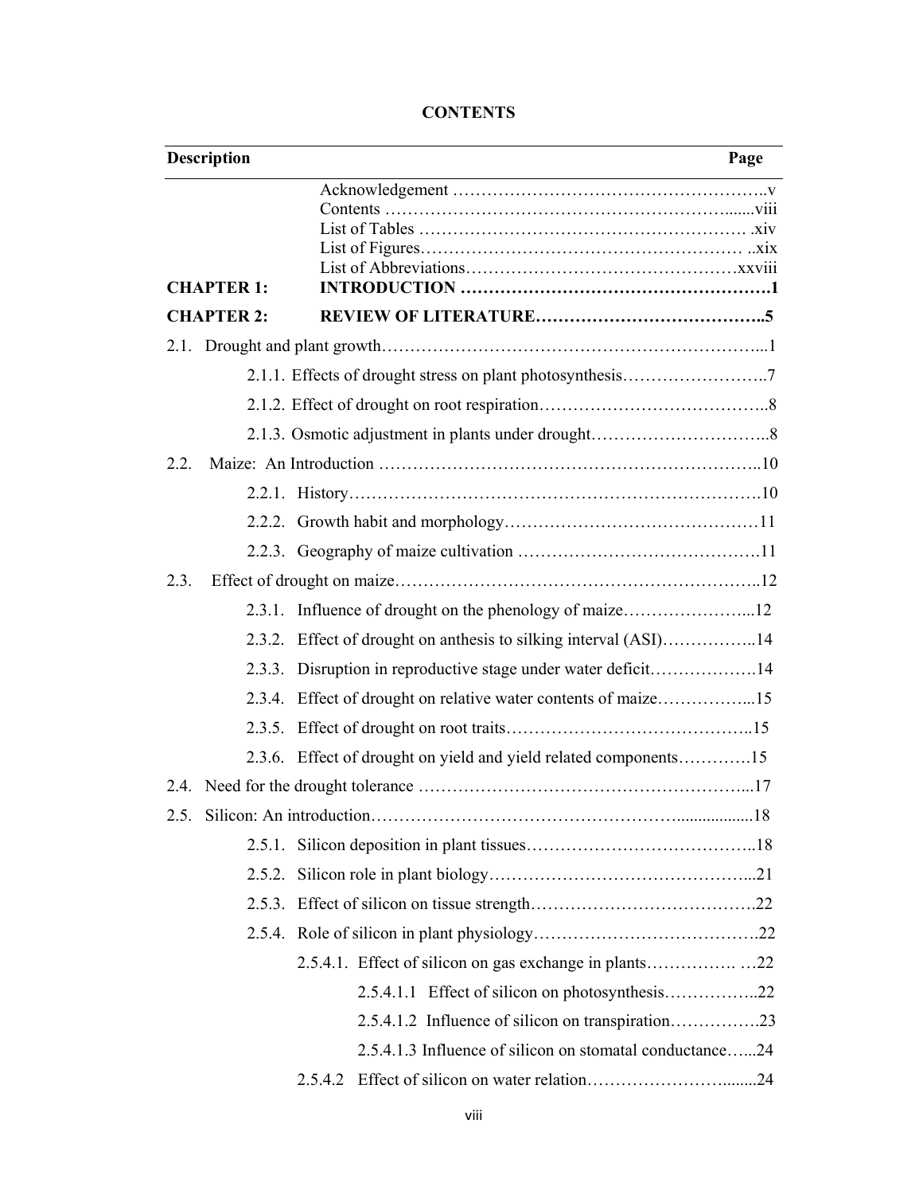# CONTENTS

| Description | Page |
|---|---|
| Acknowledgement | v |
| Contents | viii |
| List of Tables | xiv |
| List of Figures | xix |
| List of Abbreviations | xxviii |
| **CHAPTER 1: INTRODUCTION** | **1** |
| **CHAPTER 2: REVIEW OF LITERATURE** | **5** |
| 2.1. Drought and plant growth | 1 |
| 2.1.1. Effects of drought stress on plant photosynthesis | 7 |
| 2.1.2. Effect of drought on root respiration | 8 |
| 2.1.3. Osmotic adjustment in plants under drought | 8 |
| 2.2. Maize: An Introduction | 10 |
| 2.2.1. History | 10 |
| 2.2.2. Growth habit and morphology | 11 |
| 2.2.3. Geography of maize cultivation | 11 |
| 2.3. Effect of drought on maize | 12 |
| 2.3.1. Influence of drought on the phenology of maize | 12 |
| 2.3.2. Effect of drought on anthesis to silking interval (ASI) | 14 |
| 2.3.3. Disruption in reproductive stage under water deficit | 14 |
| 2.3.4. Effect of drought on relative water contents of maize | 15 |
| 2.3.5. Effect of drought on root traits | 15 |
| 2.3.6. Effect of drought on yield and yield related components | 15 |
| 2.4. Need for the drought tolerance | 17 |
| 2.5. Silicon: An introduction | 18 |
| 2.5.1. Silicon deposition in plant tissues | 18 |
| 2.5.2. Silicon role in plant biology | 21 |
| 2.5.3. Effect of silicon on tissue strength | 22 |
| 2.5.4. Role of silicon in plant physiology | 22 |
| 2.5.4.1. Effect of silicon on gas exchange in plants | 22 |
| 2.5.4.1.1 Effect of silicon on photosynthesis | 22 |
| 2.5.4.1.2 Influence of silicon on transpiration | 23 |
| 2.5.4.1.3 Influence of silicon on stomatal conductance | 24 |
| 2.5.4.2 Effect of silicon on water relation | 24 |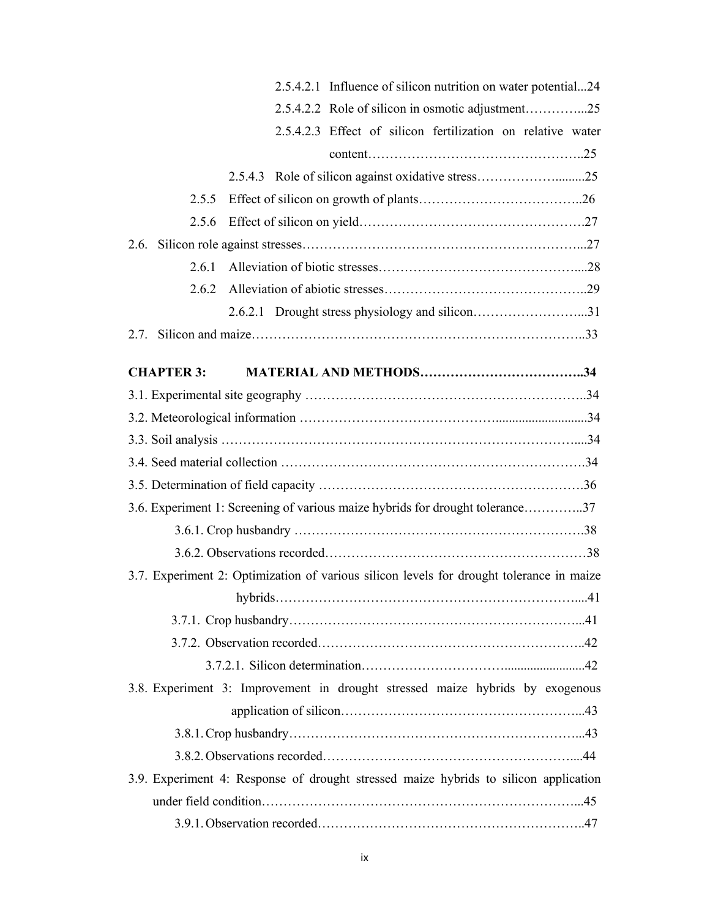2.5.4.2.1 Influence of silicon nutrition on water potential...24

2.5.4.2.2 Role of silicon in osmotic adjustment…………...25

2.5.4.2.3 Effect of silicon fertilization on relative water content…………………………………………..25

2.5.4.3 Role of silicon against oxidative stress……………….........25

2.5.5 Effect of silicon on growth of plants………………………………..26

2.5.6 Effect of silicon on yield…………………………………………….27

2.6. Silicon role against stresses……………………………………………………...27

2.6.1 Alleviation of biotic stresses……………………………………....28

2.6.2 Alleviation of abiotic stresses………………………………………..29

2.6.2.1 Drought stress physiology and silicon……………………...31

2.7. Silicon and maize………………………………………………………………..33

**CHAPTER 3: MATERIAL AND METHODS……………………………..34**

3.1. Experimental site geography ……………………………………………………..34

3.2. Meteorological information ……………………………………...........................34

3.3. Soil analysis ……………………………………………………………………....34

3.4. Seed material collection …………………………………………………………….34

3.5. Determination of field capacity …………………………………………………….36

3.6. Experiment 1: Screening of various maize hybrids for drought tolerance…………..37

3.6.1. Crop husbandry ………………………………………………………….38

3.6.2. Observations recorded……………………………………………………38

3.7. Experiment 2: Optimization of various silicon levels for drought tolerance in maize hybrids…………………………………………………………….....41

3.7.1. Crop husbandry………………………………………………………...41

3.7.2. Observation recorded…………………………………………………..42

3.7.2.1. Silicon determination…………………………........................42

3.8. Experiment 3: Improvement in drought stressed maize hybrids by exogenous application of silicon………………………………………………...43

3.8.1. Crop husbandry…………………………………………………………...43

3.8.2. Observations recorded…………………………………………………....44

3.9. Experiment 4: Response of drought stressed maize hybrids to silicon application under field condition……………………………………………………………...45

3.9.1. Observation recorded…………………………………………………..47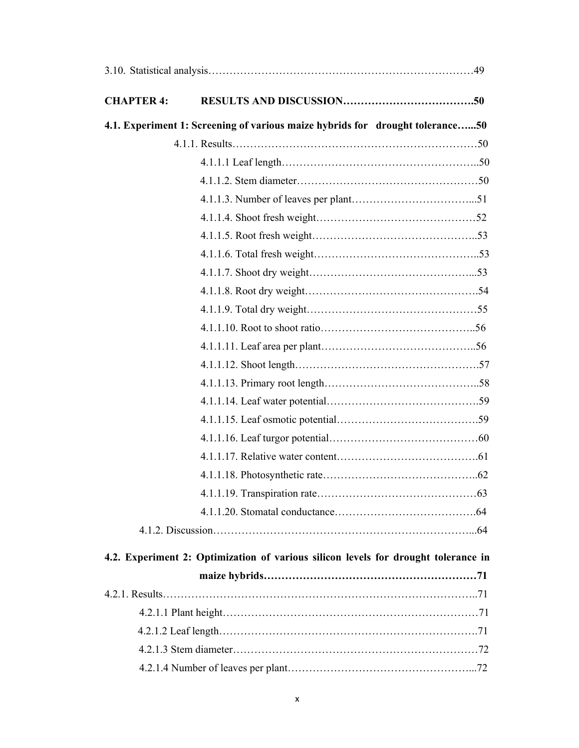3.10. Statistical analysis……………………………………………………………………49

**CHAPTER 4: RESULTS AND DISCUSSION……………………………….50**

**4.1. Experiment 1: Screening of various maize hybrids for drought tolerance…...50**

4.1.1. Results……………………………………………………………50

4.1.1.1 Leaf length………………………………………………..50

4.1.1.2. Stem diameter……………………………………………50

4.1.1.3. Number of leaves per plant……………………………...51

4.1.1.4. Shoot fresh weight………………………………………52

4.1.1.5. Root fresh weight………………………………………..53

4.1.1.6. Total fresh weight………………………………………..53

4.1.1.7. Shoot dry weight………………………………………...53

4.1.1.8. Root dry weight………………………………………….54

4.1.1.9. Total dry weight…………………………………………55

4.1.1.10. Root to shoot ratio……………………………………..56

4.1.1.11. Leaf area per plant……………………………………..56

4.1.1.12. Shoot length…………………………………………….57

4.1.1.13. Primary root length……………………………………..58

4.1.1.14. Leaf water potential…………………………………….59

4.1.1.15. Leaf osmotic potential………………………………….59

4.1.1.16. Leaf turgor potential……………………………………60

4.1.1.17. Relative water content………………………………….61

4.1.1.18. Photosynthetic rate……………………………………..62

4.1.1.19. Transpiration rate………………………………………63

4.1.1.20. Stomatal conductance………………………………….64

4.1.2. Discussion…………………………………………………………...64

**4.2. Experiment 2: Optimization of various silicon levels for drought tolerance in maize hybrids……………………………………………………71**

4.2.1. Results…………………………………………………………………..71

4.2.1.1 Plant height……………………………………………………………71

4.2.1.2 Leaf length…………………………………………………………….71

4.2.1.3 Stem diameter…………………………………………………………72

4.2.1.4 Number of leaves per plant…………………………………………...72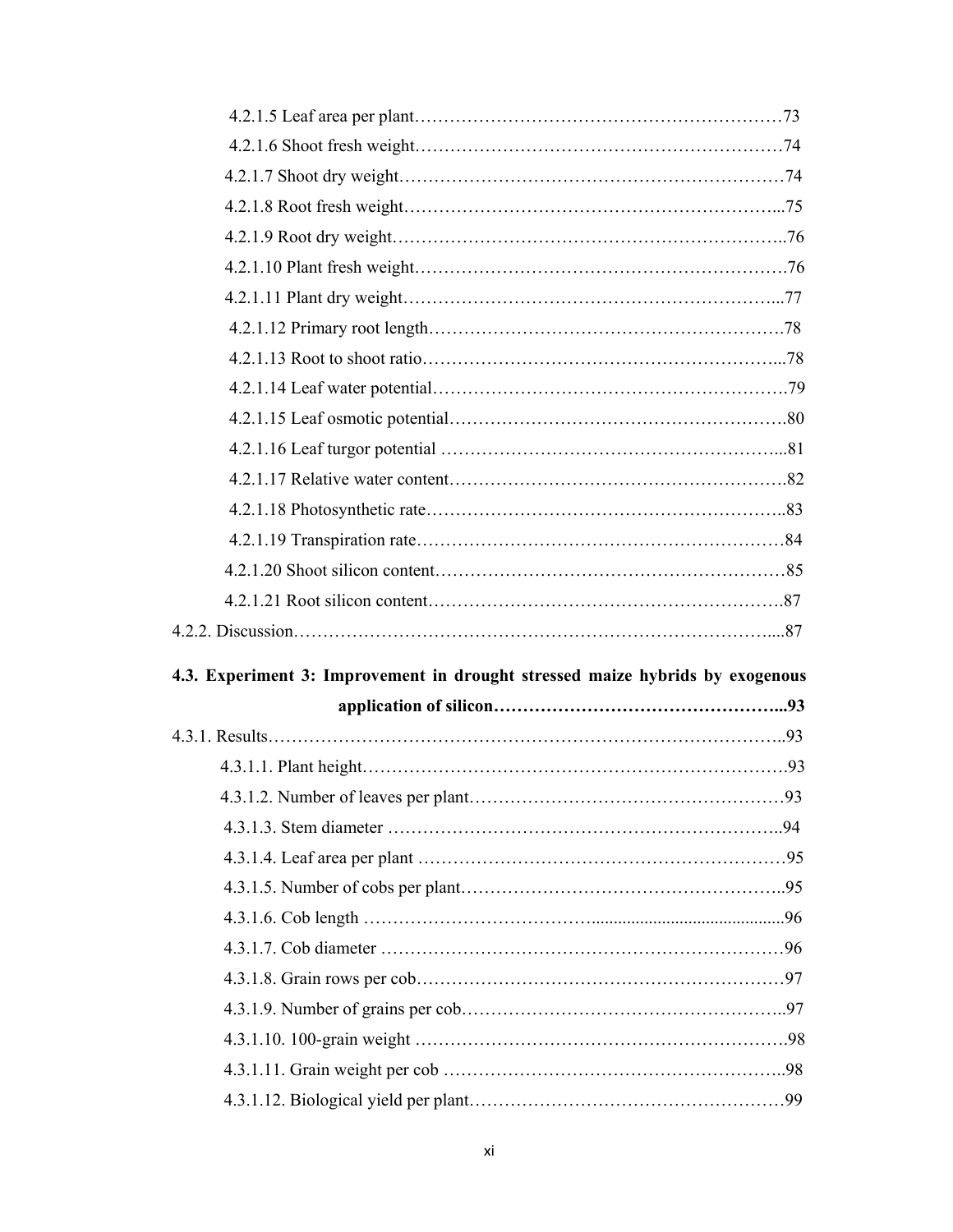4.2.1.5 Leaf area per plant……………………………………………………73

4.2.1.6 Shoot fresh weight……………………………………………………74

4.2.1.7 Shoot dry weight………………………………………………………74

4.2.1.8 Root fresh weight………………………………………………………...75

4.2.1.9 Root dry weight…………………………………………………………..76

4.2.1.10 Plant fresh weight……………………………………………………….76

4.2.1.11 Plant dry weight………………………………………………………...77

4.2.1.12 Primary root length…………………………………………………….78

4.2.1.13 Root to shoot ratio……………………………………………………...78

4.2.1.14 Leaf water potential…………………………………………………….79

4.2.1.15 Leaf osmotic potential………………………………………………….80

4.2.1.16 Leaf turgor potential …………………………………………………...81

4.2.1.17 Relative water content………………………………………………….82

4.2.1.18 Photosynthetic rate……………………………………………………..83

4.2.1.19 Transpiration rate………………………………………………………84

4.2.1.20 Shoot silicon content……………………………………………………85

4.2.1.21 Root silicon content…………………………………………………….87

4.2.2. Discussion………………………………………………………………………....87

**4.3. Experiment 3: Improvement in drought stressed maize hybrids by exogenous application of silicon…………………………………………...93**

4.3.1. Results……………………………………………………………………………..93

4.3.1.1. Plant height……………………………………………………………….93

4.3.1.2. Number of leaves per plant……………………………………………93

4.3.1.3. Stem diameter …………………………………………………………..94

4.3.1.4. Leaf area per plant ……………………………………………………95

4.3.1.5. Number of cobs per plant……………………………………………..95

4.3.1.6. Cob length ……………………………..........................................96

4.3.1.7. Cob diameter ……………………………………………………………96

4.3.1.8. Grain rows per cob……………………………………………………97

4.3.1.9. Number of grains per cob……………………………………………..97

4.3.1.10. 100-grain weight ……………………………………………………….98

4.3.1.11. Grain weight per cob …………………………………………………..98

4.3.1.12. Biological yield per plant……………………………………………99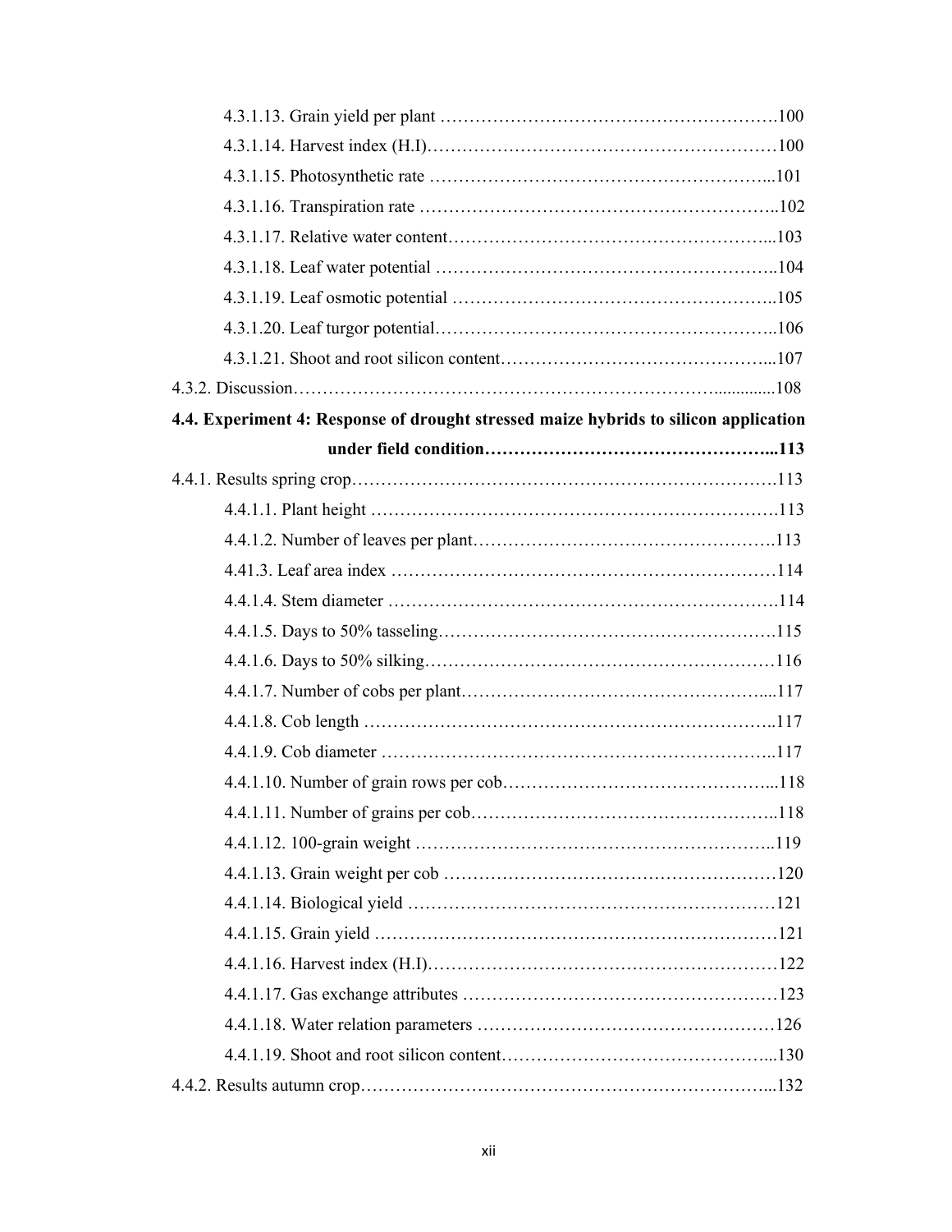4.3.1.13. Grain yield per plant ……………………………………………….100

4.3.1.14. Harvest index (H.I)……………………………………………………100

4.3.1.15. Photosynthetic rate ………………………………………………...101

4.3.1.16. Transpiration rate …………………………………………………..102

4.3.1.17. Relative water content………………………………………………...103

4.3.1.18. Leaf water potential ………………………………………………..104

4.3.1.19. Leaf osmotic potential ……………………………………………..105

4.3.1.20. Leaf turgor potential………………………………………………..106

4.3.1.21. Shoot and root silicon content……………………………………...107

4.3.2. Discussion……………………………………………………………..............108

**4.4. Experiment 4: Response of drought stressed maize hybrids to silicon application under field condition…………………………………………...113**

4.4.1. Results spring crop…………………………………………………………….113

4.4.1.1. Plant height ………………………………………………………….113

4.4.1.2. Number of leaves per plant………………………………………….113

4.41.3. Leaf area index ……………………………………………………….114

4.4.1.4. Stem diameter ……………………………………………………….114

4.4.1.5. Days to 50% tasseling……………………………………………….115

4.4.1.6. Days to 50% silking…………………………………………………116

4.4.1.7. Number of cobs per plant…………………………………………....117

4.4.1.8. Cob length …………………………………………………………..117

4.4.1.9. Cob diameter ………………………………………………………..117

4.4.1.10. Number of grain rows per cob……………………………………...118

4.4.1.11. Number of grains per cob…………………………………………..118

4.4.1.12. 100-grain weight …………………………………………………..119

4.4.1.13. Grain weight per cob ………………………………………………120

4.4.1.14. Biological yield ……………………………………………………121

4.4.1.15. Grain yield …………………………………………………………121

4.4.1.16. Harvest index (H.I)…………………………………………………122

4.4.1.17. Gas exchange attributes ……………………………………………123

4.4.1.18. Water relation parameters …………………………………………126

4.4.1.19. Shoot and root silicon content……………………………………...130

4.4.2. Results autumn crop…………………………………………………………...132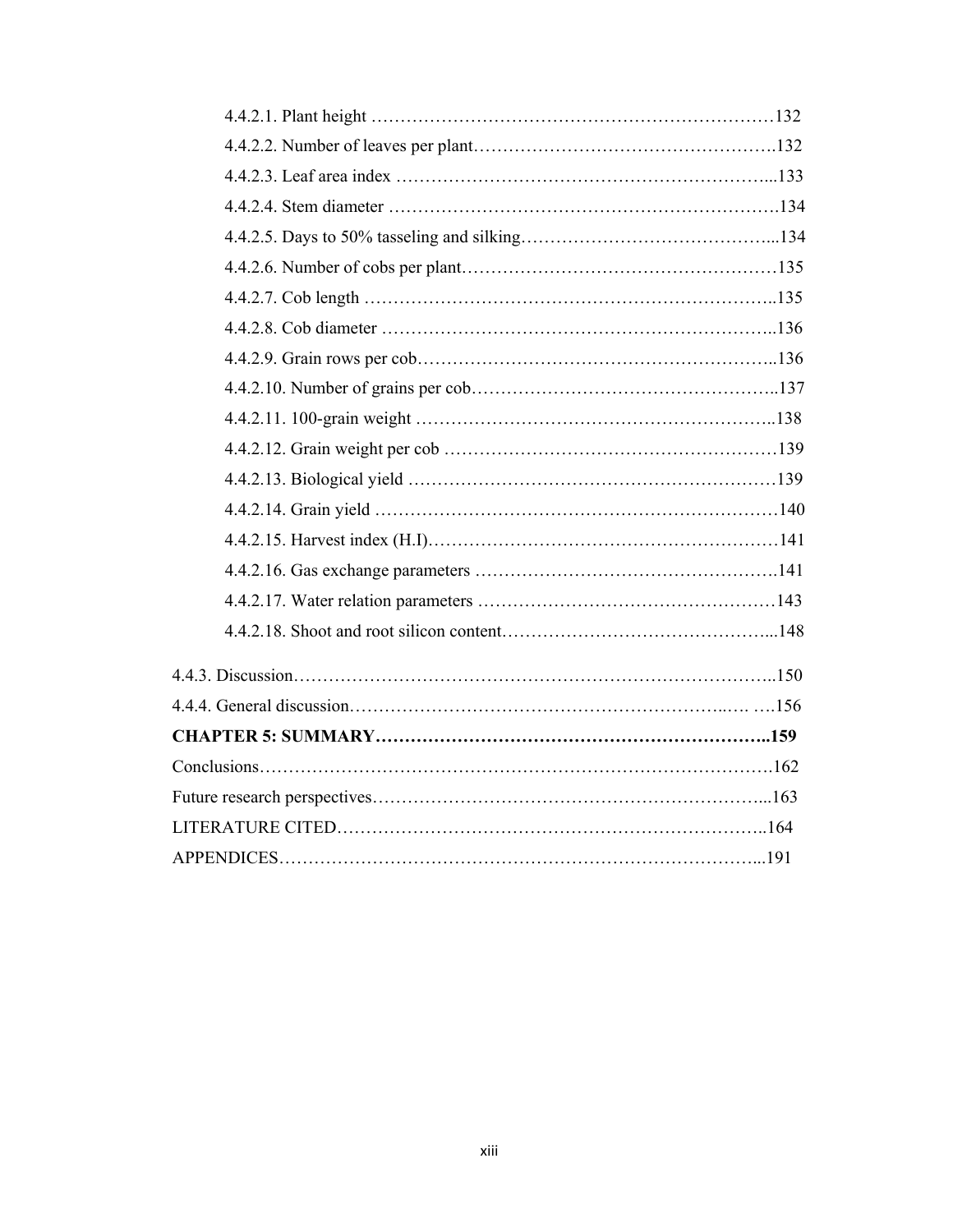4.4.2.1. Plant height ……………………………………………………………132

4.4.2.2. Number of leaves per plant…………………………………………….132

4.4.2.3. Leaf area index ………………………………………………………...133

4.4.2.4. Stem diameter ………………………………………………………….134

4.4.2.5. Days to 50% tasseling and silking……………………………………...134

4.4.2.6. Number of cobs per plant………………………………………………135

4.4.2.7. Cob length ……………………………………………………………..135

4.4.2.8. Cob diameter …………………………………………………………..136

4.4.2.9. Grain rows per cob……………………………………………………..136

4.4.2.10. Number of grains per cob……………………………………………..137

4.4.2.11. 100-grain weight ……………………………………………………..138

4.4.2.12. Grain weight per cob …………………………………………………139

4.4.2.13. Biological yield ……………………………………………………….139

4.4.2.14. Grain yield ……………………………………………………………140

4.4.2.15. Harvest index (H.I)……………………………………………………141

4.4.2.16. Gas exchange parameters …………………………………………….141

4.4.2.17. Water relation parameters ……………………………………………143

4.4.2.18. Shoot and root silicon content………………………………………...148

4.4.3. Discussion…………………………………………………………………..150

4.4.4. General discussion……………………………………………………..… ….156

**CHAPTER 5: SUMMARY…………………………………………………………..159**

Conclusions………………………………………………………………………….162

Future research perspectives………………………………………………………...163

LITERATURE CITED……………………………………………………………..164

APPENDICES………………………………………………………………………...191